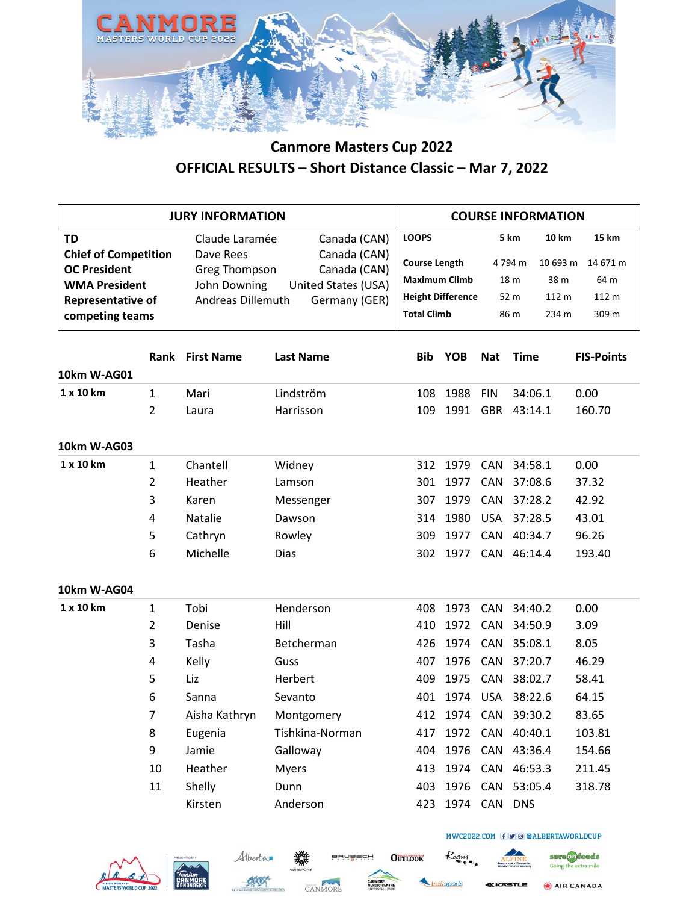# Canmore Masters Cup 2022

## OFFICIAL RESULTS – Short Distance Classic – Mar 7, 2022

| JURY INFORMATION | | |
|---|---|---|
| **TD** | Claude Laramée | Canada (CAN) |
| **Chief of Competition** | Dave Rees | Canada (CAN) |
| **OC President** | Greg Thompson | Canada (CAN) |
| **WMA President** | John Downing | United States (USA) |
| **Representative of competing teams** | Andreas Dillemuth | Germany (GER) |

| COURSE INFORMATION | | | |
|---|---|---|---|
| **LOOPS** | **5 km** | **10 km** | **15 km** |
| **Course Length** | 4 794 m | 10 693 m | 14 671 m |
| **Maximum Climb** | 18 m | 38 m | 64 m |
| **Height Difference** | 52 m | 112 m | 112 m |
| **Total Climb** | 86 m | 234 m | 309 m |

### 10km W-AG01

| | Rank | First Name | Last Name | Bib | YOB | Nat | Time | FIS-Points |
|---|---|---|---|---|---|---|---|---|
| **1 x 10 km** | 1 | Mari | Lindström | 108 | 1988 | FIN | 34:06.1 | 0.00 |
| | 2 | Laura | Harrisson | 109 | 1991 | GBR | 43:14.1 | 160.70 |

### 10km W-AG03

| | Rank | First Name | Last Name | Bib | YOB | Nat | Time | FIS-Points |
|---|---|---|---|---|---|---|---|---|
| **1 x 10 km** | 1 | Chantell | Widney | 312 | 1979 | CAN | 34:58.1 | 0.00 |
| | 2 | Heather | Lamson | 301 | 1977 | CAN | 37:08.6 | 37.32 |
| | 3 | Karen | Messenger | 307 | 1979 | CAN | 37:28.2 | 42.92 |
| | 4 | Natalie | Dawson | 314 | 1980 | USA | 37:28.5 | 43.01 |
| | 5 | Cathryn | Rowley | 309 | 1977 | CAN | 40:34.7 | 96.26 |
| | 6 | Michelle | Dias | 302 | 1977 | CAN | 46:14.4 | 193.40 |

### 10km W-AG04

| | Rank | First Name | Last Name | Bib | YOB | Nat | Time | FIS-Points |
|---|---|---|---|---|---|---|---|---|
| **1 x 10 km** | 1 | Tobi | Henderson | 408 | 1973 | CAN | 34:40.2 | 0.00 |
| | 2 | Denise | Hill | 410 | 1972 | CAN | 34:50.9 | 3.09 |
| | 3 | Tasha | Betcherman | 426 | 1974 | CAN | 35:08.1 | 8.05 |
| | 4 | Kelly | Guss | 407 | 1976 | CAN | 37:20.7 | 46.29 |
| | 5 | Liz | Herbert | 409 | 1975 | CAN | 38:02.7 | 58.41 |
| | 6 | Sanna | Sevanto | 401 | 1974 | USA | 38:22.6 | 64.15 |
| | 7 | Aisha Kathryn | Montgomery | 412 | 1974 | CAN | 39:30.2 | 83.65 |
| | 8 | Eugenia | Tishkina-Norman | 417 | 1972 | CAN | 40:40.1 | 103.81 |
| | 9 | Jamie | Galloway | 404 | 1976 | CAN | 43:36.4 | 154.66 |
| | 10 | Heather | Myers | 413 | 1974 | CAN | 46:53.3 | 211.45 |
| | 11 | Shelly | Dunn | 403 | 1976 | CAN | 53:05.4 | 318.78 |
| | | Kirsten | Anderson | 423 | 1974 | CAN | DNS | |

MWC2022.COM @ALBERTAWORLDCUP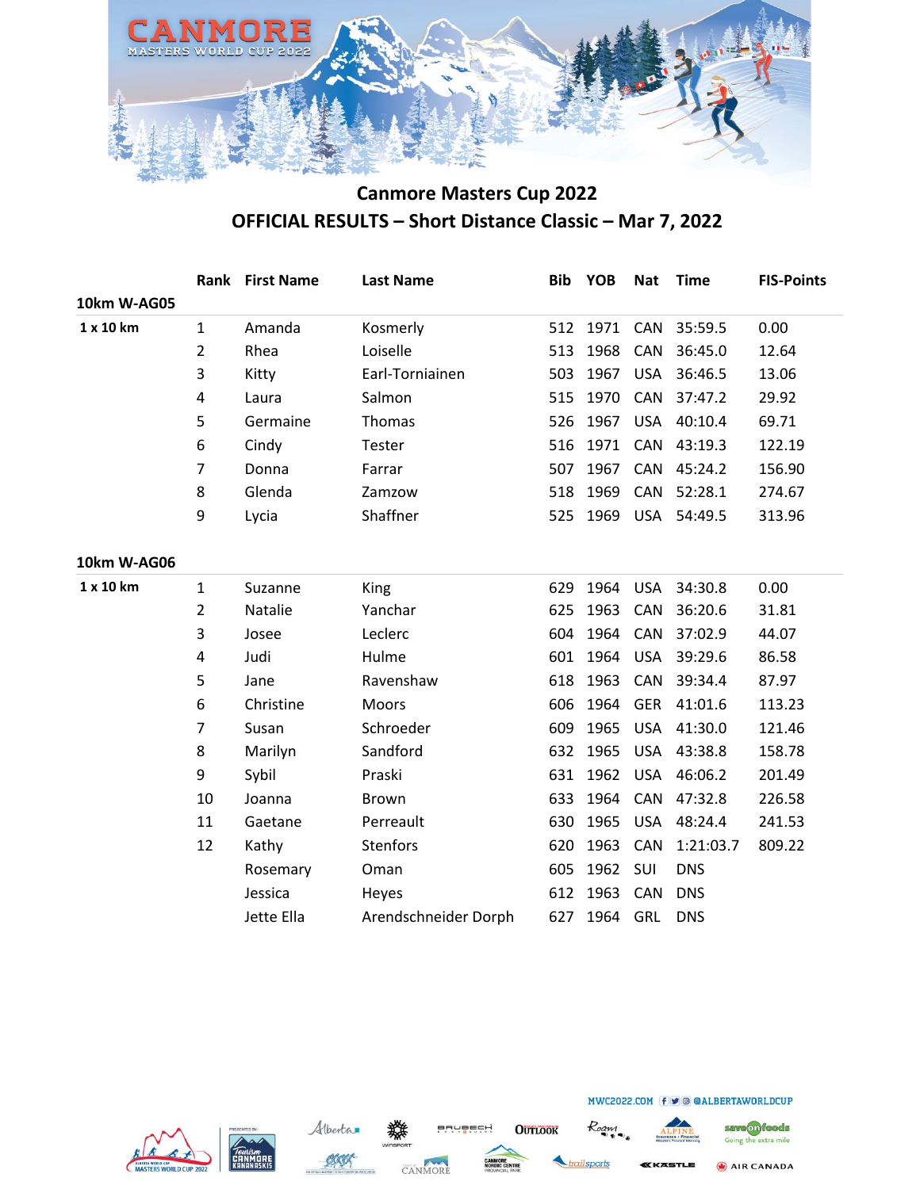## Canmore Masters Cup 2022

## OFFICIAL RESULTS – Short Distance Classic – Mar 7, 2022

| | Rank | First Name | Last Name | Bib | YOB | Nat | Time | FIS-Points |
|---|---|---|---|---|---|---|---|---|
| **10km W-AG05** | | | | | | | | |
| **1 x 10 km** | 1 | Amanda | Kosmerly | 512 | 1971 | CAN | 35:59.5 | 0.00 |
| | 2 | Rhea | Loiselle | 513 | 1968 | CAN | 36:45.0 | 12.64 |
| | 3 | Kitty | Earl-Torniainen | 503 | 1967 | USA | 36:46.5 | 13.06 |
| | 4 | Laura | Salmon | 515 | 1970 | CAN | 37:47.2 | 29.92 |
| | 5 | Germaine | Thomas | 526 | 1967 | USA | 40:10.4 | 69.71 |
| | 6 | Cindy | Tester | 516 | 1971 | CAN | 43:19.3 | 122.19 |
| | 7 | Donna | Farrar | 507 | 1967 | CAN | 45:24.2 | 156.90 |
| | 8 | Glenda | Zamzow | 518 | 1969 | CAN | 52:28.1 | 274.67 |
| | 9 | Lycia | Shaffner | 525 | 1969 | USA | 54:49.5 | 313.96 |
| **10km W-AG06** | | | | | | | | |
| **1 x 10 km** | 1 | Suzanne | King | 629 | 1964 | USA | 34:30.8 | 0.00 |
| | 2 | Natalie | Yanchar | 625 | 1963 | CAN | 36:20.6 | 31.81 |
| | 3 | Josee | Leclerc | 604 | 1964 | CAN | 37:02.9 | 44.07 |
| | 4 | Judi | Hulme | 601 | 1964 | USA | 39:29.6 | 86.58 |
| | 5 | Jane | Ravenshaw | 618 | 1963 | CAN | 39:34.4 | 87.97 |
| | 6 | Christine | Moors | 606 | 1964 | GER | 41:01.6 | 113.23 |
| | 7 | Susan | Schroeder | 609 | 1965 | USA | 41:30.0 | 121.46 |
| | 8 | Marilyn | Sandford | 632 | 1965 | USA | 43:38.8 | 158.78 |
| | 9 | Sybil | Praski | 631 | 1962 | USA | 46:06.2 | 201.49 |
| | 10 | Joanna | Brown | 633 | 1964 | CAN | 47:32.8 | 226.58 |
| | 11 | Gaetane | Perreault | 630 | 1965 | USA | 48:24.4 | 241.53 |
| | 12 | Kathy | Stenfors | 620 | 1963 | CAN | 1:21:03.7 | 809.22 |
| | | Rosemary | Oman | 605 | 1962 | SUI | DNS | |
| | | Jessica | Heyes | 612 | 1963 | CAN | DNS | |
| | | Jette Ella | Arendschneider Dorph | 627 | 1964 | GRL | DNS | |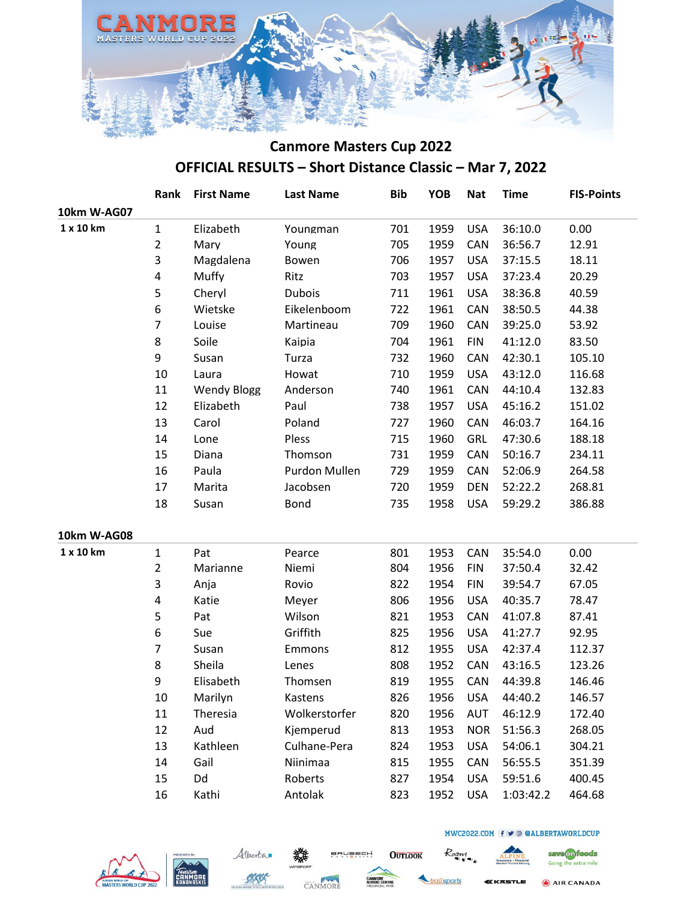# Canmore Masters Cup 2022

## OFFICIAL RESULTS – Short Distance Classic – Mar 7, 2022

### 10km W-AG07

1 x 10 km

| Rank | First Name | Last Name | Bib | YOB | Nat | Time | FIS-Points |
|---|---|---|---|---|---|---|---|
| 1 | Elizabeth | Youngman | 701 | 1959 | USA | 36:10.0 | 0.00 |
| 2 | Mary | Young | 705 | 1959 | CAN | 36:56.7 | 12.91 |
| 3 | Magdalena | Bowen | 706 | 1957 | USA | 37:15.5 | 18.11 |
| 4 | Muffy | Ritz | 703 | 1957 | USA | 37:23.4 | 20.29 |
| 5 | Cheryl | Dubois | 711 | 1961 | USA | 38:36.8 | 40.59 |
| 6 | Wietske | Eikelenboom | 722 | 1961 | CAN | 38:50.5 | 44.38 |
| 7 | Louise | Martineau | 709 | 1960 | CAN | 39:25.0 | 53.92 |
| 8 | Soile | Kaipia | 704 | 1961 | FIN | 41:12.0 | 83.50 |
| 9 | Susan | Turza | 732 | 1960 | CAN | 42:30.1 | 105.10 |
| 10 | Laura | Howat | 710 | 1959 | USA | 43:12.0 | 116.68 |
| 11 | Wendy Blogg | Anderson | 740 | 1961 | CAN | 44:10.4 | 132.83 |
| 12 | Elizabeth | Paul | 738 | 1957 | USA | 45:16.2 | 151.02 |
| 13 | Carol | Poland | 727 | 1960 | CAN | 46:03.7 | 164.16 |
| 14 | Lone | Pless | 715 | 1960 | GRL | 47:30.6 | 188.18 |
| 15 | Diana | Thomson | 731 | 1959 | CAN | 50:16.7 | 234.11 |
| 16 | Paula | Purdon Mullen | 729 | 1959 | CAN | 52:06.9 | 264.58 |
| 17 | Marita | Jacobsen | 720 | 1959 | DEN | 52:22.2 | 268.81 |
| 18 | Susan | Bond | 735 | 1958 | USA | 59:29.2 | 386.88 |

### 10km W-AG08

1 x 10 km

| Rank | First Name | Last Name | Bib | YOB | Nat | Time | FIS-Points |
|---|---|---|---|---|---|---|---|
| 1 | Pat | Pearce | 801 | 1953 | CAN | 35:54.0 | 0.00 |
| 2 | Marianne | Niemi | 804 | 1956 | FIN | 37:50.4 | 32.42 |
| 3 | Anja | Rovio | 822 | 1954 | FIN | 39:54.7 | 67.05 |
| 4 | Katie | Meyer | 806 | 1956 | USA | 40:35.7 | 78.47 |
| 5 | Pat | Wilson | 821 | 1953 | CAN | 41:07.8 | 87.41 |
| 6 | Sue | Griffith | 825 | 1956 | USA | 41:27.7 | 92.95 |
| 7 | Susan | Emmons | 812 | 1955 | USA | 42:37.4 | 112.37 |
| 8 | Sheila | Lenes | 808 | 1952 | CAN | 43:16.5 | 123.26 |
| 9 | Elisabeth | Thomsen | 819 | 1955 | CAN | 44:39.8 | 146.46 |
| 10 | Marilyn | Kastens | 826 | 1956 | USA | 44:40.2 | 146.57 |
| 11 | Theresia | Wolkerstorfer | 820 | 1956 | AUT | 46:12.9 | 172.40 |
| 12 | Aud | Kjemperud | 813 | 1953 | NOR | 51:56.3 | 268.05 |
| 13 | Kathleen | Culhane-Pera | 824 | 1953 | USA | 54:06.1 | 304.21 |
| 14 | Gail | Niinimaa | 815 | 1955 | CAN | 56:55.5 | 351.39 |
| 15 | Dd | Roberts | 827 | 1954 | USA | 59:51.6 | 400.45 |
| 16 | Kathi | Antolak | 823 | 1952 | USA | 1:03:42.2 | 464.68 |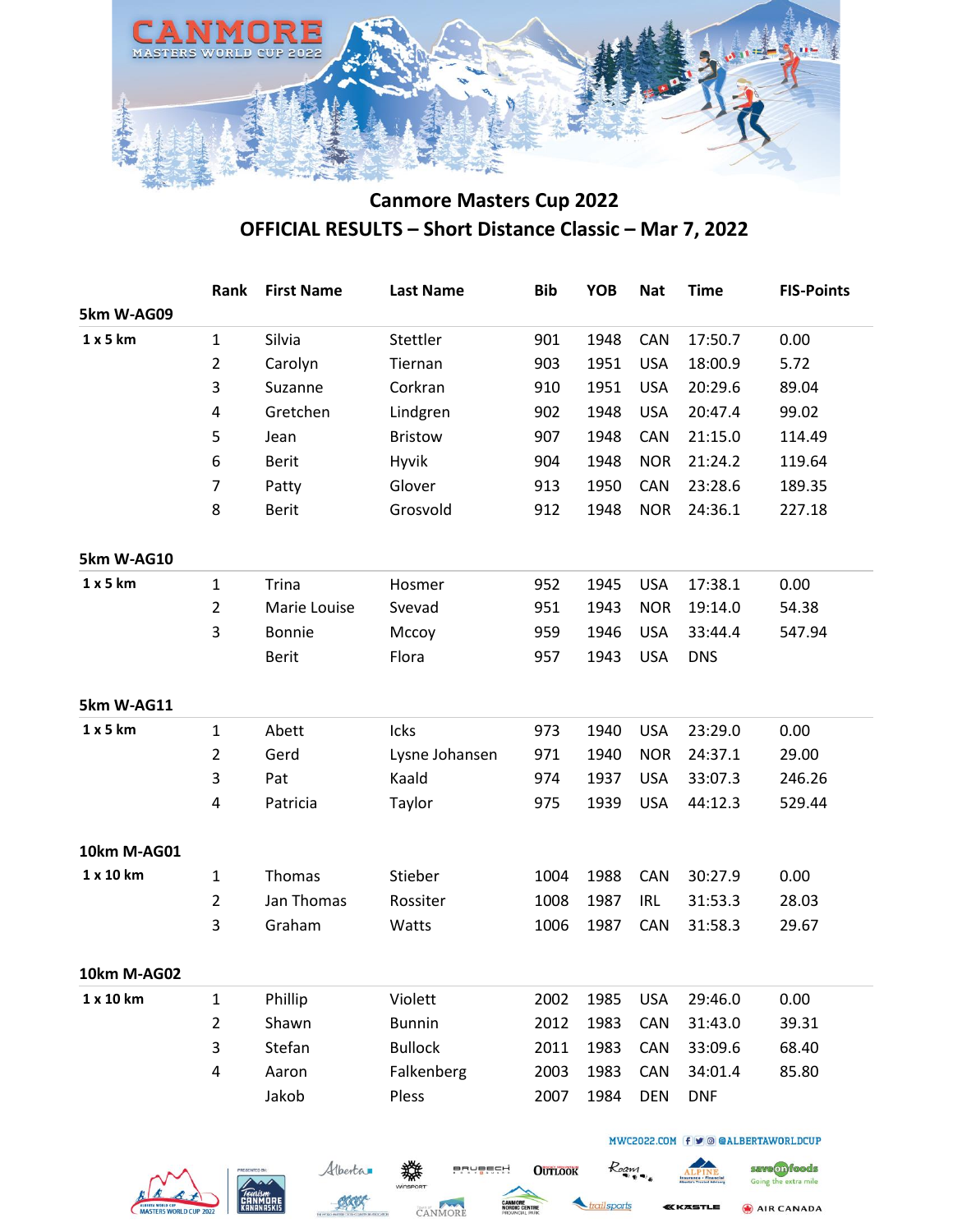## Canmore Masters Cup 2022

## OFFICIAL RESULTS – Short Distance Classic – Mar 7, 2022

| | Rank | First Name | Last Name | Bib | YOB | Nat | Time | FIS-Points |
|---|---|---|---|---|---|---|---|---|
| **5km W-AG09** | | | | | | | | |
| **1 x 5 km** | 1 | Silvia | Stettler | 901 | 1948 | CAN | 17:50.7 | 0.00 |
| | 2 | Carolyn | Tiernan | 903 | 1951 | USA | 18:00.9 | 5.72 |
| | 3 | Suzanne | Corkran | 910 | 1951 | USA | 20:29.6 | 89.04 |
| | 4 | Gretchen | Lindgren | 902 | 1948 | USA | 20:47.4 | 99.02 |
| | 5 | Jean | Bristow | 907 | 1948 | CAN | 21:15.0 | 114.49 |
| | 6 | Berit | Hyvik | 904 | 1948 | NOR | 21:24.2 | 119.64 |
| | 7 | Patty | Glover | 913 | 1950 | CAN | 23:28.6 | 189.35 |
| | 8 | Berit | Grosvold | 912 | 1948 | NOR | 24:36.1 | 227.18 |
| **5km W-AG10** | | | | | | | | |
| **1 x 5 km** | 1 | Trina | Hosmer | 952 | 1945 | USA | 17:38.1 | 0.00 |
| | 2 | Marie Louise | Svevad | 951 | 1943 | NOR | 19:14.0 | 54.38 |
| | 3 | Bonnie | Mccoy | 959 | 1946 | USA | 33:44.4 | 547.94 |
| | | Berit | Flora | 957 | 1943 | USA | DNS | |
| **5km W-AG11** | | | | | | | | |
| **1 x 5 km** | 1 | Abett | Icks | 973 | 1940 | USA | 23:29.0 | 0.00 |
| | 2 | Gerd | Lysne Johansen | 971 | 1940 | NOR | 24:37.1 | 29.00 |
| | 3 | Pat | Kaald | 974 | 1937 | USA | 33:07.3 | 246.26 |
| | 4 | Patricia | Taylor | 975 | 1939 | USA | 44:12.3 | 529.44 |
| **10km M-AG01** | | | | | | | | |
| **1 x 10 km** | 1 | Thomas | Stieber | 1004 | 1988 | CAN | 30:27.9 | 0.00 |
| | 2 | Jan Thomas | Rossiter | 1008 | 1987 | IRL | 31:53.3 | 28.03 |
| | 3 | Graham | Watts | 1006 | 1987 | CAN | 31:58.3 | 29.67 |
| **10km M-AG02** | | | | | | | | |
| **1 x 10 km** | 1 | Phillip | Violett | 2002 | 1985 | USA | 29:46.0 | 0.00 |
| | 2 | Shawn | Bunnin | 2012 | 1983 | CAN | 31:43.0 | 39.31 |
| | 3 | Stefan | Bullock | 2011 | 1983 | CAN | 33:09.6 | 68.40 |
| | 4 | Aaron | Falkenberg | 2003 | 1983 | CAN | 34:01.4 | 85.80 |
| | | Jakob | Pless | 2007 | 1984 | DEN | DNF | |

MWC2022.COM @ALBERTAWORLDCUP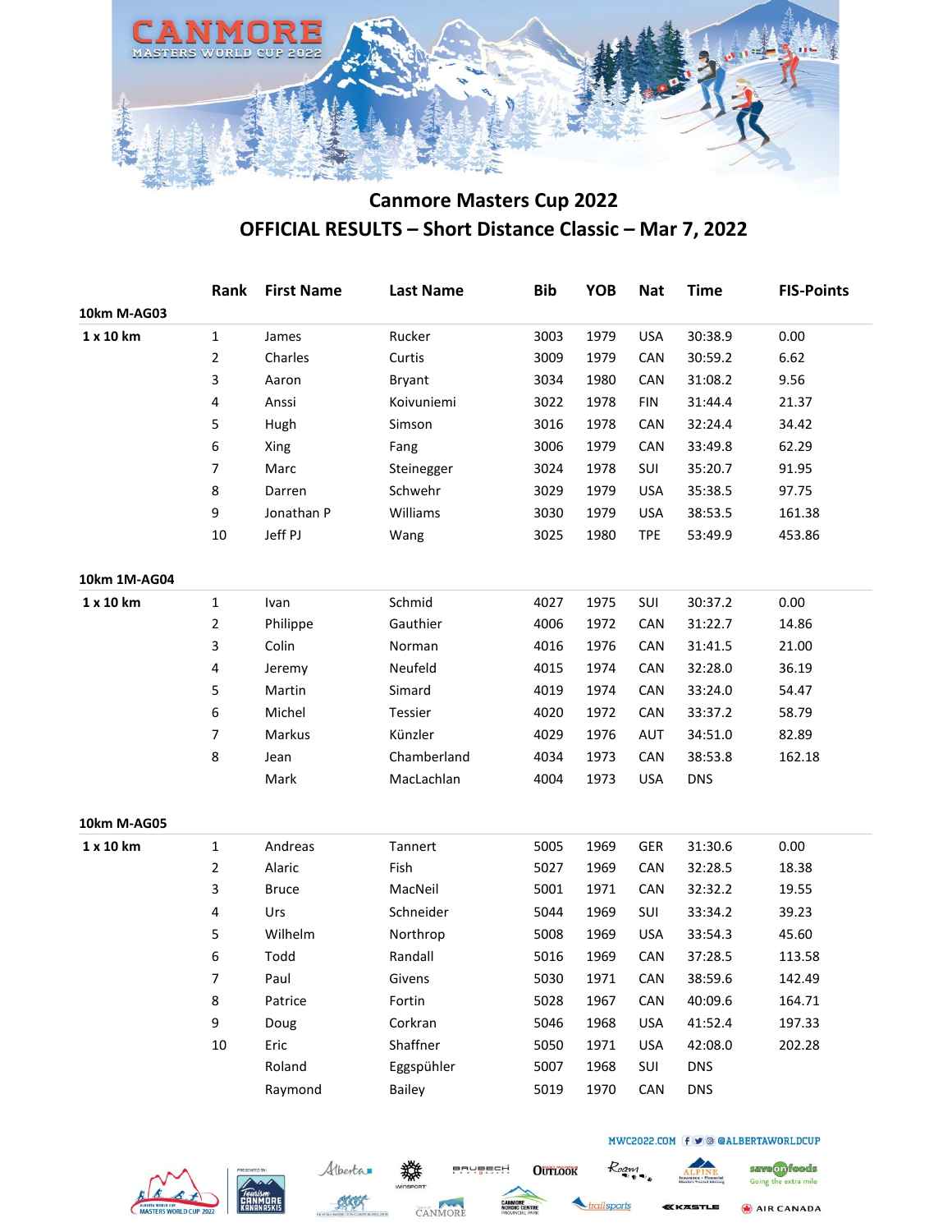# Canmore Masters Cup 2022

## OFFICIAL RESULTS – Short Distance Classic – Mar 7, 2022

| | Rank | First Name | Last Name | Bib | YOB | Nat | Time | FIS-Points |
|---|---|---|---|---|---|---|---|---|
| **10km M-AG03** | | | | | | | | |
| **1 x 10 km** | 1 | James | Rucker | 3003 | 1979 | USA | 30:38.9 | 0.00 |
| | 2 | Charles | Curtis | 3009 | 1979 | CAN | 30:59.2 | 6.62 |
| | 3 | Aaron | Bryant | 3034 | 1980 | CAN | 31:08.2 | 9.56 |
| | 4 | Anssi | Koivuniemi | 3022 | 1978 | FIN | 31:44.4 | 21.37 |
| | 5 | Hugh | Simson | 3016 | 1978 | CAN | 32:24.4 | 34.42 |
| | 6 | Xing | Fang | 3006 | 1979 | CAN | 33:49.8 | 62.29 |
| | 7 | Marc | Steinegger | 3024 | 1978 | SUI | 35:20.7 | 91.95 |
| | 8 | Darren | Schwehr | 3029 | 1979 | USA | 35:38.5 | 97.75 |
| | 9 | Jonathan P | Williams | 3030 | 1979 | USA | 38:53.5 | 161.38 |
| | 10 | Jeff PJ | Wang | 3025 | 1980 | TPE | 53:49.9 | 453.86 |
| **10km 1M-AG04** | | | | | | | | |
| **1 x 10 km** | 1 | Ivan | Schmid | 4027 | 1975 | SUI | 30:37.2 | 0.00 |
| | 2 | Philippe | Gauthier | 4006 | 1972 | CAN | 31:22.7 | 14.86 |
| | 3 | Colin | Norman | 4016 | 1976 | CAN | 31:41.5 | 21.00 |
| | 4 | Jeremy | Neufeld | 4015 | 1974 | CAN | 32:28.0 | 36.19 |
| | 5 | Martin | Simard | 4019 | 1974 | CAN | 33:24.0 | 54.47 |
| | 6 | Michel | Tessier | 4020 | 1972 | CAN | 33:37.2 | 58.79 |
| | 7 | Markus | Künzler | 4029 | 1976 | AUT | 34:51.0 | 82.89 |
| | 8 | Jean | Chamberland | 4034 | 1973 | CAN | 38:53.8 | 162.18 |
| | | Mark | MacLachlan | 4004 | 1973 | USA | DNS | |
| **10km M-AG05** | | | | | | | | |
| **1 x 10 km** | 1 | Andreas | Tannert | 5005 | 1969 | GER | 31:30.6 | 0.00 |
| | 2 | Alaric | Fish | 5027 | 1969 | CAN | 32:28.5 | 18.38 |
| | 3 | Bruce | MacNeil | 5001 | 1971 | CAN | 32:32.2 | 19.55 |
| | 4 | Urs | Schneider | 5044 | 1969 | SUI | 33:34.2 | 39.23 |
| | 5 | Wilhelm | Northrop | 5008 | 1969 | USA | 33:54.3 | 45.60 |
| | 6 | Todd | Randall | 5016 | 1969 | CAN | 37:28.5 | 113.58 |
| | 7 | Paul | Givens | 5030 | 1971 | CAN | 38:59.6 | 142.49 |
| | 8 | Patrice | Fortin | 5028 | 1967 | CAN | 40:09.6 | 164.71 |
| | 9 | Doug | Corkran | 5046 | 1968 | USA | 41:52.4 | 197.33 |
| | 10 | Eric | Shaffner | 5050 | 1971 | USA | 42:08.0 | 202.28 |
| | | Roland | Eggspühler | 5007 | 1968 | SUI | DNS | |
| | | Raymond | Bailey | 5019 | 1970 | CAN | DNS | |

MWC2022.COM @ALBERTAWORLDCUP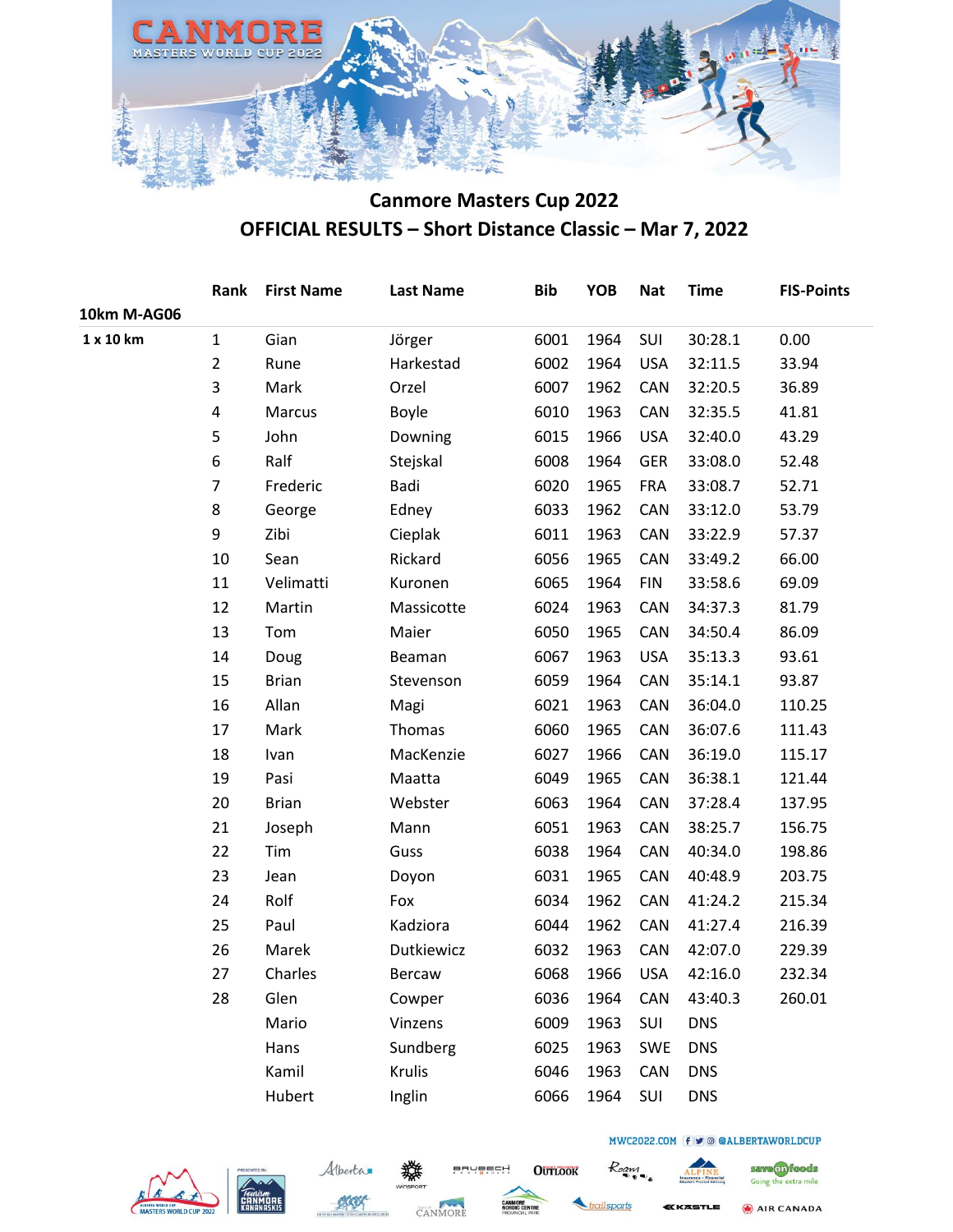## Canmore Masters Cup 2022

## OFFICIAL RESULTS – Short Distance Classic – Mar 7, 2022

| | Rank | First Name | Last Name | Bib | YOB | Nat | Time | FIS-Points |
|---|---|---|---|---|---|---|---|---|
| **10km M-AG06** | | | | | | | | |
| **1 x 10 km** | 1 | Gian | Jörger | 6001 | 1964 | SUI | 30:28.1 | 0.00 |
| | 2 | Rune | Harkestad | 6002 | 1964 | USA | 32:11.5 | 33.94 |
| | 3 | Mark | Orzel | 6007 | 1962 | CAN | 32:20.5 | 36.89 |
| | 4 | Marcus | Boyle | 6010 | 1963 | CAN | 32:35.5 | 41.81 |
| | 5 | John | Downing | 6015 | 1966 | USA | 32:40.0 | 43.29 |
| | 6 | Ralf | Stejskal | 6008 | 1964 | GER | 33:08.0 | 52.48 |
| | 7 | Frederic | Badi | 6020 | 1965 | FRA | 33:08.7 | 52.71 |
| | 8 | George | Edney | 6033 | 1962 | CAN | 33:12.0 | 53.79 |
| | 9 | Zibi | Cieplak | 6011 | 1963 | CAN | 33:22.9 | 57.37 |
| | 10 | Sean | Rickard | 6056 | 1965 | CAN | 33:49.2 | 66.00 |
| | 11 | Velimatti | Kuronen | 6065 | 1964 | FIN | 33:58.6 | 69.09 |
| | 12 | Martin | Massicotte | 6024 | 1963 | CAN | 34:37.3 | 81.79 |
| | 13 | Tom | Maier | 6050 | 1965 | CAN | 34:50.4 | 86.09 |
| | 14 | Doug | Beaman | 6067 | 1963 | USA | 35:13.3 | 93.61 |
| | 15 | Brian | Stevenson | 6059 | 1964 | CAN | 35:14.1 | 93.87 |
| | 16 | Allan | Magi | 6021 | 1963 | CAN | 36:04.0 | 110.25 |
| | 17 | Mark | Thomas | 6060 | 1965 | CAN | 36:07.6 | 111.43 |
| | 18 | Ivan | MacKenzie | 6027 | 1966 | CAN | 36:19.0 | 115.17 |
| | 19 | Pasi | Maatta | 6049 | 1965 | CAN | 36:38.1 | 121.44 |
| | 20 | Brian | Webster | 6063 | 1964 | CAN | 37:28.4 | 137.95 |
| | 21 | Joseph | Mann | 6051 | 1963 | CAN | 38:25.7 | 156.75 |
| | 22 | Tim | Guss | 6038 | 1964 | CAN | 40:34.0 | 198.86 |
| | 23 | Jean | Doyon | 6031 | 1965 | CAN | 40:48.9 | 203.75 |
| | 24 | Rolf | Fox | 6034 | 1962 | CAN | 41:24.2 | 215.34 |
| | 25 | Paul | Kadziora | 6044 | 1962 | CAN | 41:27.4 | 216.39 |
| | 26 | Marek | Dutkiewicz | 6032 | 1963 | CAN | 42:07.0 | 229.39 |
| | 27 | Charles | Bercaw | 6068 | 1966 | USA | 42:16.0 | 232.34 |
| | 28 | Glen | Cowper | 6036 | 1964 | CAN | 43:40.3 | 260.01 |
| | | Mario | Vinzens | 6009 | 1963 | SUI | DNS | |
| | | Hans | Sundberg | 6025 | 1963 | SWE | DNS | |
| | | Kamil | Krulis | 6046 | 1963 | CAN | DNS | |
| | | Hubert | Inglin | 6066 | 1964 | SUI | DNS | |

MWC2022.COM @ALBERTAWORLDCUP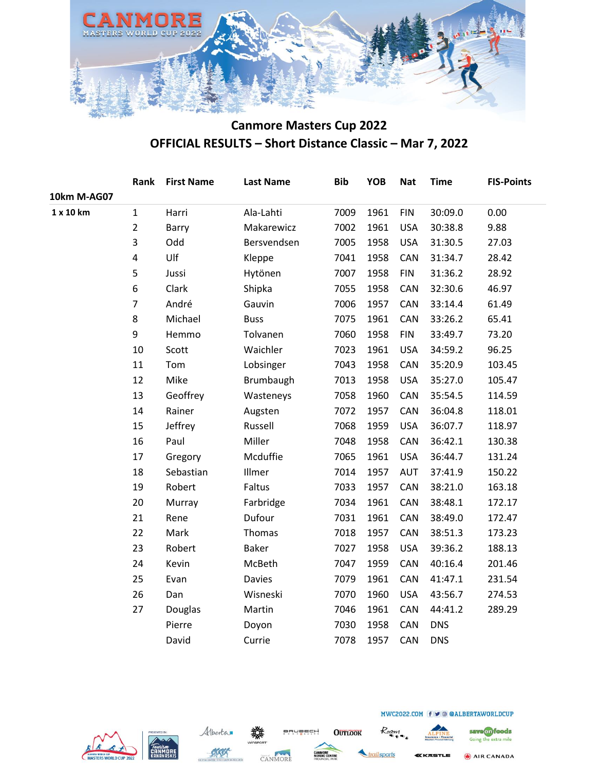## Canmore Masters Cup 2022

## OFFICIAL RESULTS – Short Distance Classic – Mar 7, 2022

| | Rank | First Name | Last Name | Bib | YOB | Nat | Time | FIS-Points |
|---|---|---|---|---|---|---|---|---|
| **10km M-AG07** | | | | | | | | |
| **1 x 10 km** | 1 | Harri | Ala-Lahti | 7009 | 1961 | FIN | 30:09.0 | 0.00 |
| | 2 | Barry | Makarewicz | 7002 | 1961 | USA | 30:38.8 | 9.88 |
| | 3 | Odd | Bersvendsen | 7005 | 1958 | USA | 31:30.5 | 27.03 |
| | 4 | Ulf | Kleppe | 7041 | 1958 | CAN | 31:34.7 | 28.42 |
| | 5 | Jussi | Hytönen | 7007 | 1958 | FIN | 31:36.2 | 28.92 |
| | 6 | Clark | Shipka | 7055 | 1958 | CAN | 32:30.6 | 46.97 |
| | 7 | André | Gauvin | 7006 | 1957 | CAN | 33:14.4 | 61.49 |
| | 8 | Michael | Buss | 7075 | 1961 | CAN | 33:26.2 | 65.41 |
| | 9 | Hemmo | Tolvanen | 7060 | 1958 | FIN | 33:49.7 | 73.20 |
| | 10 | Scott | Waichler | 7023 | 1961 | USA | 34:59.2 | 96.25 |
| | 11 | Tom | Lobsinger | 7043 | 1958 | CAN | 35:20.9 | 103.45 |
| | 12 | Mike | Brumbaugh | 7013 | 1958 | USA | 35:27.0 | 105.47 |
| | 13 | Geoffrey | Wasteneys | 7058 | 1960 | CAN | 35:54.5 | 114.59 |
| | 14 | Rainer | Augsten | 7072 | 1957 | CAN | 36:04.8 | 118.01 |
| | 15 | Jeffrey | Russell | 7068 | 1959 | USA | 36:07.7 | 118.97 |
| | 16 | Paul | Miller | 7048 | 1958 | CAN | 36:42.1 | 130.38 |
| | 17 | Gregory | Mcduffie | 7065 | 1961 | USA | 36:44.7 | 131.24 |
| | 18 | Sebastian | Illmer | 7014 | 1957 | AUT | 37:41.9 | 150.22 |
| | 19 | Robert | Faltus | 7033 | 1957 | CAN | 38:21.0 | 163.18 |
| | 20 | Murray | Farbridge | 7034 | 1961 | CAN | 38:48.1 | 172.17 |
| | 21 | Rene | Dufour | 7031 | 1961 | CAN | 38:49.0 | 172.47 |
| | 22 | Mark | Thomas | 7018 | 1957 | CAN | 38:51.3 | 173.23 |
| | 23 | Robert | Baker | 7027 | 1958 | USA | 39:36.2 | 188.13 |
| | 24 | Kevin | McBeth | 7047 | 1959 | CAN | 40:16.4 | 201.46 |
| | 25 | Evan | Davies | 7079 | 1961 | CAN | 41:47.1 | 231.54 |
| | 26 | Dan | Wisneski | 7070 | 1960 | USA | 43:56.7 | 274.53 |
| | 27 | Douglas | Martin | 7046 | 1961 | CAN | 44:41.2 | 289.29 |
| | | Pierre | Doyon | 7030 | 1958 | CAN | DNS | |
| | | David | Currie | 7078 | 1957 | CAN | DNS | |

MWC2022.COM @ALBERTAWORLDCUP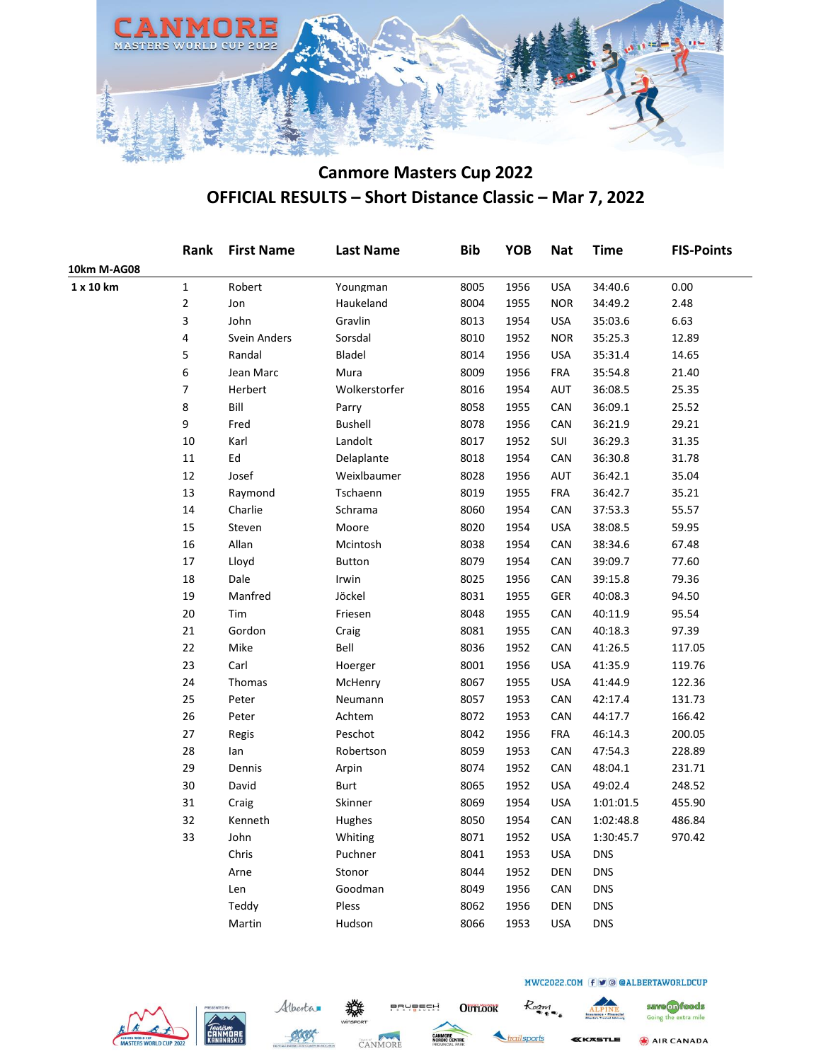# Canmore Masters Cup 2022

## OFFICIAL RESULTS – Short Distance Classic – Mar 7, 2022

| | Rank | First Name | Last Name | Bib | YOB | Nat | Time | FIS-Points |
|---|---|---|---|---|---|---|---|---|
| **10km M-AG08** | | | | | | | | |
| **1 x 10 km** | 1 | Robert | Youngman | 8005 | 1956 | USA | 34:40.6 | 0.00 |
| | 2 | Jon | Haukeland | 8004 | 1955 | NOR | 34:49.2 | 2.48 |
| | 3 | John | Gravlin | 8013 | 1954 | USA | 35:03.6 | 6.63 |
| | 4 | Svein Anders | Sorsdal | 8010 | 1952 | NOR | 35:25.3 | 12.89 |
| | 5 | Randal | Bladel | 8014 | 1956 | USA | 35:31.4 | 14.65 |
| | 6 | Jean Marc | Mura | 8009 | 1956 | FRA | 35:54.8 | 21.40 |
| | 7 | Herbert | Wolkerstorfer | 8016 | 1954 | AUT | 36:08.5 | 25.35 |
| | 8 | Bill | Parry | 8058 | 1955 | CAN | 36:09.1 | 25.52 |
| | 9 | Fred | Bushell | 8078 | 1956 | CAN | 36:21.9 | 29.21 |
| | 10 | Karl | Landolt | 8017 | 1952 | SUI | 36:29.3 | 31.35 |
| | 11 | Ed | Delaplante | 8018 | 1954 | CAN | 36:30.8 | 31.78 |
| | 12 | Josef | Weixlbaumer | 8028 | 1956 | AUT | 36:42.1 | 35.04 |
| | 13 | Raymond | Tschaenn | 8019 | 1955 | FRA | 36:42.7 | 35.21 |
| | 14 | Charlie | Schrama | 8060 | 1954 | CAN | 37:53.3 | 55.57 |
| | 15 | Steven | Moore | 8020 | 1954 | USA | 38:08.5 | 59.95 |
| | 16 | Allan | Mcintosh | 8038 | 1954 | CAN | 38:34.6 | 67.48 |
| | 17 | Lloyd | Button | 8079 | 1954 | CAN | 39:09.7 | 77.60 |
| | 18 | Dale | Irwin | 8025 | 1956 | CAN | 39:15.8 | 79.36 |
| | 19 | Manfred | Jöckel | 8031 | 1955 | GER | 40:08.3 | 94.50 |
| | 20 | Tim | Friesen | 8048 | 1955 | CAN | 40:11.9 | 95.54 |
| | 21 | Gordon | Craig | 8081 | 1955 | CAN | 40:18.3 | 97.39 |
| | 22 | Mike | Bell | 8036 | 1952 | CAN | 41:26.5 | 117.05 |
| | 23 | Carl | Hoerger | 8001 | 1956 | USA | 41:35.9 | 119.76 |
| | 24 | Thomas | McHenry | 8067 | 1955 | USA | 41:44.9 | 122.36 |
| | 25 | Peter | Neumann | 8057 | 1953 | CAN | 42:17.4 | 131.73 |
| | 26 | Peter | Achtem | 8072 | 1953 | CAN | 44:17.7 | 166.42 |
| | 27 | Regis | Peschot | 8042 | 1956 | FRA | 46:14.3 | 200.05 |
| | 28 | Ian | Robertson | 8059 | 1953 | CAN | 47:54.3 | 228.89 |
| | 29 | Dennis | Arpin | 8074 | 1952 | CAN | 48:04.1 | 231.71 |
| | 30 | David | Burt | 8065 | 1952 | USA | 49:02.4 | 248.52 |
| | 31 | Craig | Skinner | 8069 | 1954 | USA | 1:01:01.5 | 455.90 |
| | 32 | Kenneth | Hughes | 8050 | 1954 | CAN | 1:02:48.8 | 486.84 |
| | 33 | John | Whiting | 8071 | 1952 | USA | 1:30:45.7 | 970.42 |
| | | Chris | Puchner | 8041 | 1953 | USA | DNS | |
| | | Arne | Stonor | 8044 | 1952 | DEN | DNS | |
| | | Len | Goodman | 8049 | 1956 | CAN | DNS | |
| | | Teddy | Pless | 8062 | 1956 | DEN | DNS | |
| | | Martin | Hudson | 8066 | 1953 | USA | DNS | |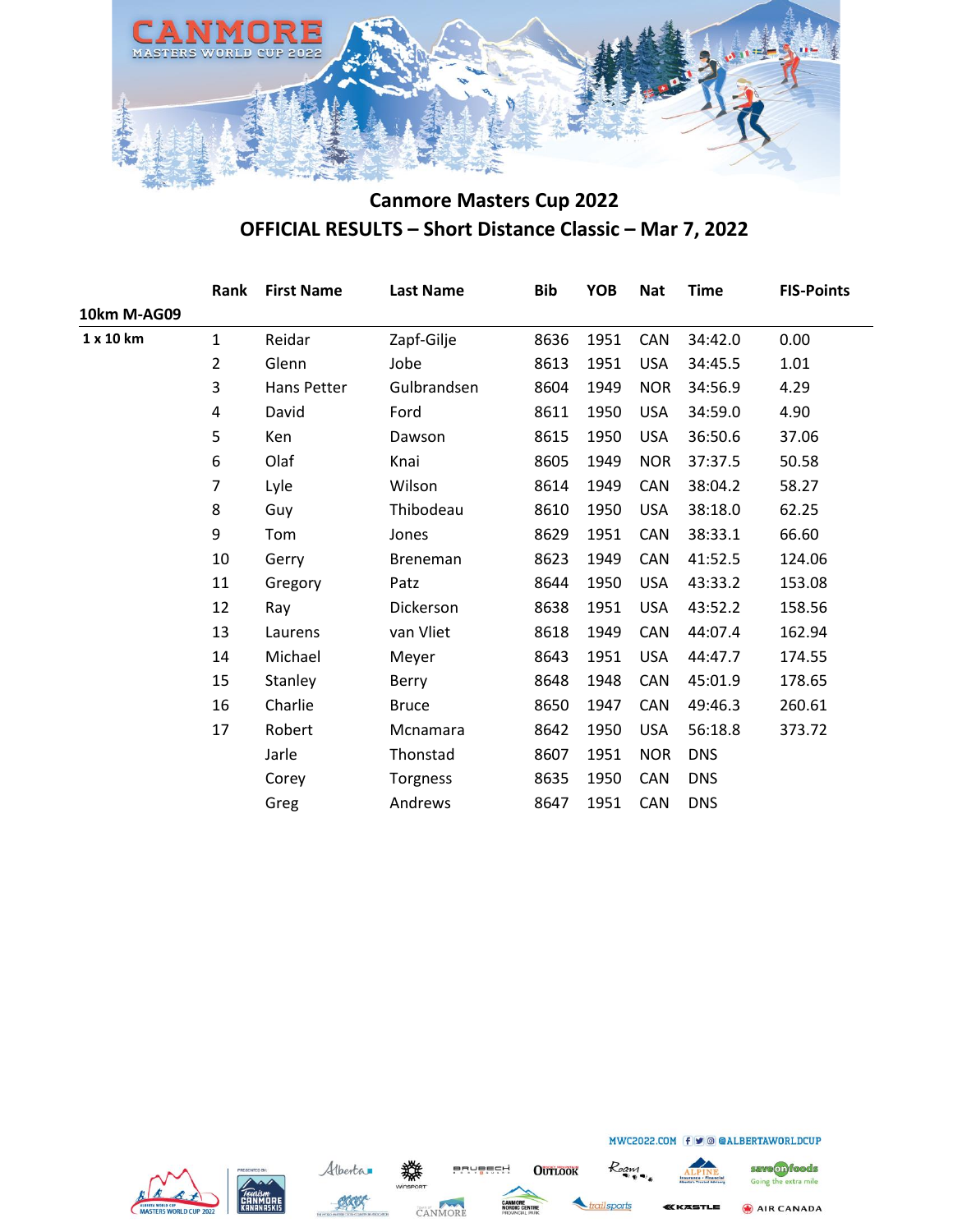# Canmore Masters Cup 2022

## OFFICIAL RESULTS – Short Distance Classic – Mar 7, 2022

| | Rank | First Name | Last Name | Bib | YOB | Nat | Time | FIS-Points |
|---|---|---|---|---|---|---|---|---|
| **10km M-AG09** | | | | | | | | |
| **1 x 10 km** | 1 | Reidar | Zapf-Gilje | 8636 | 1951 | CAN | 34:42.0 | 0.00 |
| | 2 | Glenn | Jobe | 8613 | 1951 | USA | 34:45.5 | 1.01 |
| | 3 | Hans Petter | Gulbrandsen | 8604 | 1949 | NOR | 34:56.9 | 4.29 |
| | 4 | David | Ford | 8611 | 1950 | USA | 34:59.0 | 4.90 |
| | 5 | Ken | Dawson | 8615 | 1950 | USA | 36:50.6 | 37.06 |
| | 6 | Olaf | Knai | 8605 | 1949 | NOR | 37:37.5 | 50.58 |
| | 7 | Lyle | Wilson | 8614 | 1949 | CAN | 38:04.2 | 58.27 |
| | 8 | Guy | Thibodeau | 8610 | 1950 | USA | 38:18.0 | 62.25 |
| | 9 | Tom | Jones | 8629 | 1951 | CAN | 38:33.1 | 66.60 |
| | 10 | Gerry | Breneman | 8623 | 1949 | CAN | 41:52.5 | 124.06 |
| | 11 | Gregory | Patz | 8644 | 1950 | USA | 43:33.2 | 153.08 |
| | 12 | Ray | Dickerson | 8638 | 1951 | USA | 43:52.2 | 158.56 |
| | 13 | Laurens | van Vliet | 8618 | 1949 | CAN | 44:07.4 | 162.94 |
| | 14 | Michael | Meyer | 8643 | 1951 | USA | 44:47.7 | 174.55 |
| | 15 | Stanley | Berry | 8648 | 1948 | CAN | 45:01.9 | 178.65 |
| | 16 | Charlie | Bruce | 8650 | 1947 | CAN | 49:46.3 | 260.61 |
| | 17 | Robert | Mcnamara | 8642 | 1950 | USA | 56:18.8 | 373.72 |
| | | Jarle | Thonstad | 8607 | 1951 | NOR | DNS | |
| | | Corey | Torgness | 8635 | 1950 | CAN | DNS | |
| | | Greg | Andrews | 8647 | 1951 | CAN | DNS | |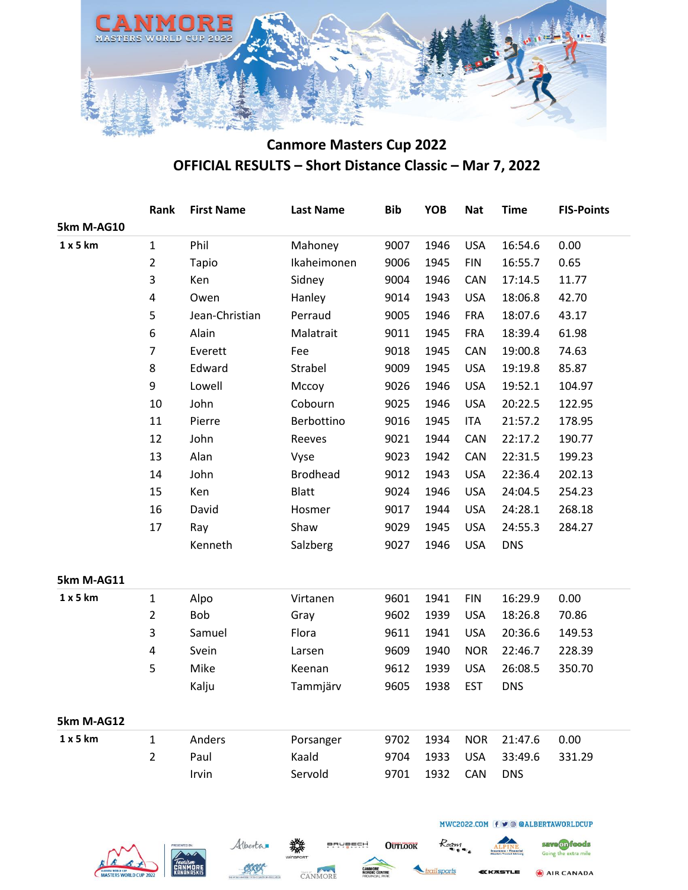# Canmore Masters Cup 2022

## OFFICIAL RESULTS – Short Distance Classic – Mar 7, 2022

| | Rank | First Name | Last Name | Bib | YOB | Nat | Time | FIS-Points |
|---|---|---|---|---|---|---|---|---|
| **5km M-AG10** | | | | | | | | |
| **1 x 5 km** | 1 | Phil | Mahoney | 9007 | 1946 | USA | 16:54.6 | 0.00 |
| | 2 | Tapio | Ikaheimonen | 9006 | 1945 | FIN | 16:55.7 | 0.65 |
| | 3 | Ken | Sidney | 9004 | 1946 | CAN | 17:14.5 | 11.77 |
| | 4 | Owen | Hanley | 9014 | 1943 | USA | 18:06.8 | 42.70 |
| | 5 | Jean-Christian | Perraud | 9005 | 1946 | FRA | 18:07.6 | 43.17 |
| | 6 | Alain | Malatrait | 9011 | 1945 | FRA | 18:39.4 | 61.98 |
| | 7 | Everett | Fee | 9018 | 1945 | CAN | 19:00.8 | 74.63 |
| | 8 | Edward | Strabel | 9009 | 1945 | USA | 19:19.8 | 85.87 |
| | 9 | Lowell | Mccoy | 9026 | 1946 | USA | 19:52.1 | 104.97 |
| | 10 | John | Cobourn | 9025 | 1946 | USA | 20:22.5 | 122.95 |
| | 11 | Pierre | Berbottino | 9016 | 1945 | ITA | 21:57.2 | 178.95 |
| | 12 | John | Reeves | 9021 | 1944 | CAN | 22:17.2 | 190.77 |
| | 13 | Alan | Vyse | 9023 | 1942 | CAN | 22:31.5 | 199.23 |
| | 14 | John | Brodhead | 9012 | 1943 | USA | 22:36.4 | 202.13 |
| | 15 | Ken | Blatt | 9024 | 1946 | USA | 24:04.5 | 254.23 |
| | 16 | David | Hosmer | 9017 | 1944 | USA | 24:28.1 | 268.18 |
| | 17 | Ray | Shaw | 9029 | 1945 | USA | 24:55.3 | 284.27 |
| | | Kenneth | Salzberg | 9027 | 1946 | USA | DNS | |
| **5km M-AG11** | | | | | | | | |
| **1 x 5 km** | 1 | Alpo | Virtanen | 9601 | 1941 | FIN | 16:29.9 | 0.00 |
| | 2 | Bob | Gray | 9602 | 1939 | USA | 18:26.8 | 70.86 |
| | 3 | Samuel | Flora | 9611 | 1941 | USA | 20:36.6 | 149.53 |
| | 4 | Svein | Larsen | 9609 | 1940 | NOR | 22:46.7 | 228.39 |
| | 5 | Mike | Keenan | 9612 | 1939 | USA | 26:08.5 | 350.70 |
| | | Kalju | Tammjärv | 9605 | 1938 | EST | DNS | |
| **5km M-AG12** | | | | | | | | |
| **1 x 5 km** | 1 | Anders | Porsanger | 9702 | 1934 | NOR | 21:47.6 | 0.00 |
| | 2 | Paul | Kaald | 9704 | 1933 | USA | 33:49.6 | 331.29 |
| | | Irvin | Servold | 9701 | 1932 | CAN | DNS | |